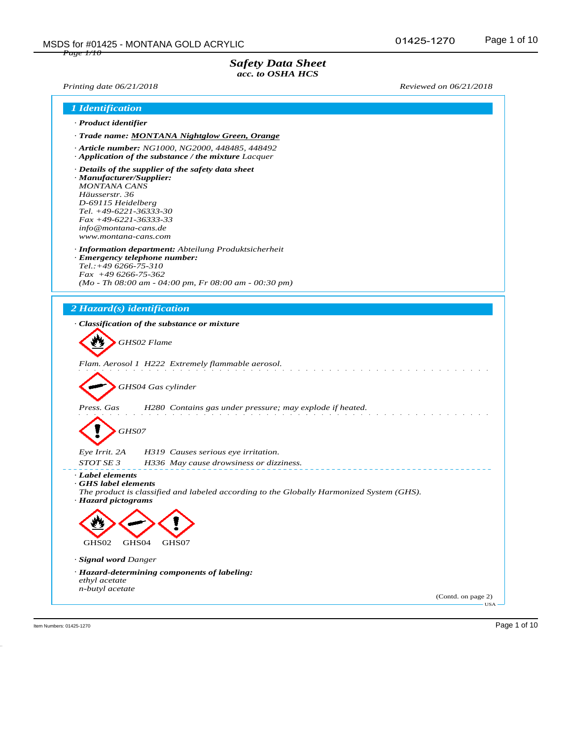# Safety Data Sheet
### acc. to OSHA HCS

Printing date 06/21/2018 Reviewed on 06/21/2018

## 1 Identification

· **Product identifier**

· **Trade name:** **MONTANA Nightglow Green, Orange**

· **Article number:** NG1000, NG2000, 448485, 448492
· **Application of the substance / the mixture** Lacquer

· **Details of the supplier of the safety data sheet**
· **Manufacturer/Supplier:**
MONTANA CANS
Häusserstr. 36
D-69115 Heidelberg
Tel. +49-6221-36333-30
Fax +49-6221-36333-33
info@montana-cans.de
www.montana-cans.com

· **Information department:** Abteilung Produktsicherheit
· **Emergency telephone number:**
Tel.:+49 6266-75-310
Fax +49 6266-75-362
(Mo - Th 08:00 am - 04:00 pm, Fr 08:00 am - 00:30 pm)

## 2 Hazard(s) identification

· **Classification of the substance or mixture**

GHS02 Flame

Flam. Aerosol 1 H222 Extremely flammable aerosol.

GHS04 Gas cylinder

Press. Gas H280 Contains gas under pressure; may explode if heated.

GHS07

Eye Irrit. 2A H319 Causes serious eye irritation.
STOT SE 3 H336 May cause drowsiness or dizziness.

· **Label elements**
· **GHS label elements**
The product is classified and labeled according to the Globally Harmonized System (GHS).
· **Hazard pictograms**

GHS02 GHS04 GHS07

· **Signal word** Danger

· **Hazard-determining components of labeling:**
ethyl acetate
n-butyl acetate

(Contd. on page 2)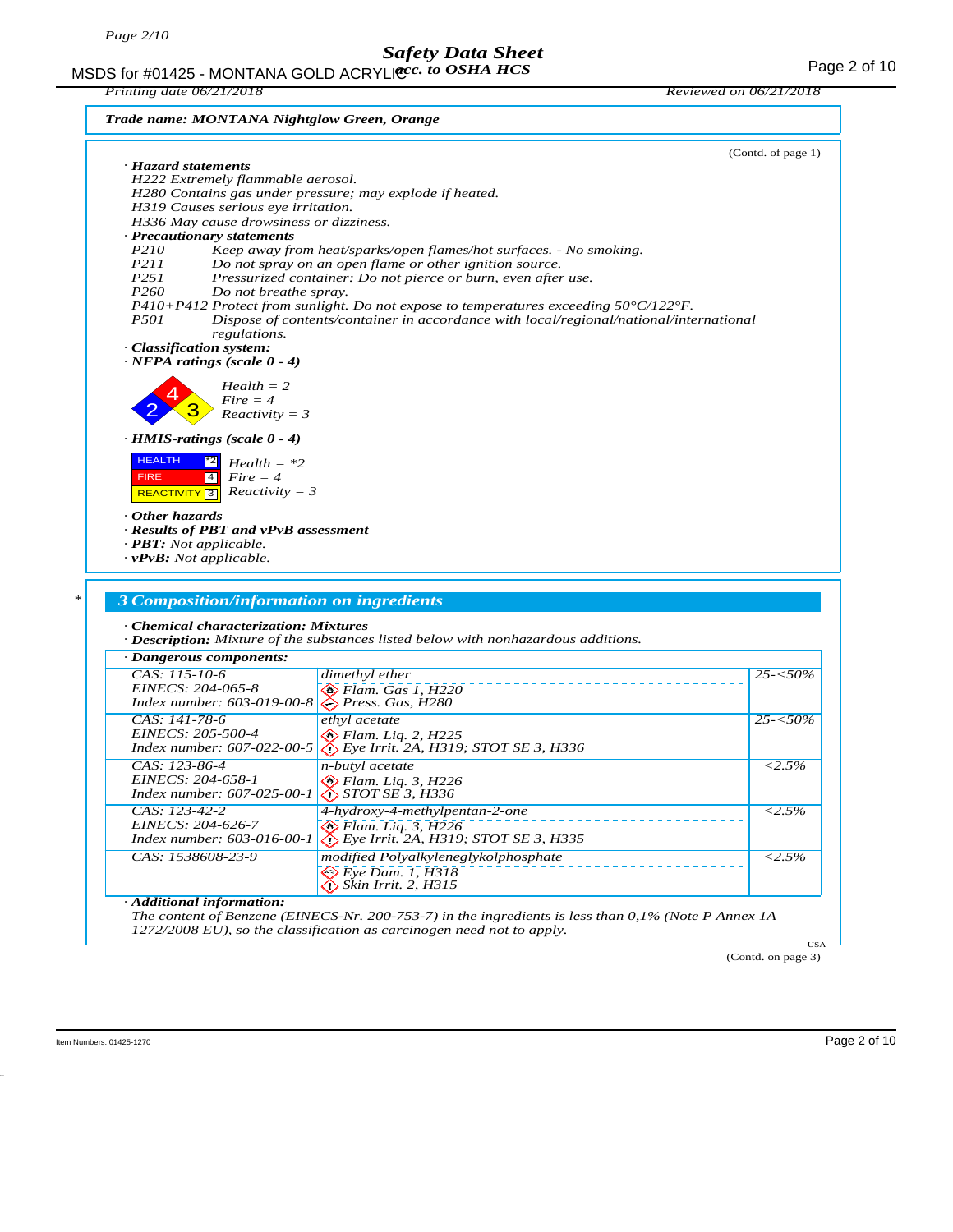**Trade name: MONTANA Nightglow Green, Orange**

(Contd. of page 1)

· **Hazard statements**

H222 Extremely flammable aerosol.
H280 Contains gas under pressure; may explode if heated.
H319 Causes serious eye irritation.
H336 May cause drowsiness or dizziness.

· **Precautionary statements**

P210 Keep away from heat/sparks/open flames/hot surfaces. - No smoking.
P211 Do not spray on an open flame or other ignition source.
P251 Pressurized container: Do not pierce or burn, even after use.
P260 Do not breathe spray.
P410+P412 Protect from sunlight. Do not expose to temperatures exceeding 50°C/122°F.
P501 Dispose of contents/container in accordance with local/regional/national/international regulations.

· **Classification system:**

· **NFPA ratings (scale 0 - 4)**

Health = 2
Fire = 4
Reactivity = 3

· **HMIS-ratings (scale 0 - 4)**

HEALTH *2 Health = *2
FIRE 4 Fire = 4
REACTIVITY 3 Reactivity = 3

· **Other hazards**

· **Results of PBT and vPvB assessment**

· **PBT:** Not applicable.

· **vPvB:** Not applicable.

## 3 Composition/information on ingredients

· **Chemical characterization: Mixtures**

· **Description:** Mixture of the substances listed below with nonhazardous additions.

· **Dangerous components:**

| Identifiers | Substance / Classification | Content |
|---|---|---|
| CAS: 115-10-6<br>EINECS: 204-065-8<br>Index number: 603-019-00-8 | dimethyl ether<br>Flam. Gas 1, H220<br>Press. Gas, H280 | 25-<50% |
| CAS: 141-78-6<br>EINECS: 205-500-4<br>Index number: 607-022-00-5 | ethyl acetate<br>Flam. Liq. 2, H225<br>Eye Irrit. 2A, H319; STOT SE 3, H336 | 25-<50% |
| CAS: 123-86-4<br>EINECS: 204-658-1<br>Index number: 607-025-00-1 | n-butyl acetate<br>Flam. Liq. 3, H226<br>STOT SE 3, H336 | <2.5% |
| CAS: 123-42-2<br>EINECS: 204-626-7<br>Index number: 603-016-00-1 | 4-hydroxy-4-methylpentan-2-one<br>Flam. Liq. 3, H226<br>Eye Irrit. 2A, H319; STOT SE 3, H335 | <2.5% |
| CAS: 1538608-23-9 | modified Polyalkyleneglykolphosphate<br>Eye Dam. 1, H318<br>Skin Irrit. 2, H315 | <2.5% |

· **Additional information:**

The content of Benzene (EINECS-Nr. 200-753-7) in the ingredients is less than 0,1% (Note P Annex 1A 1272/2008 EU), so the classification as carcinogen need not to apply.

(Contd. on page 3)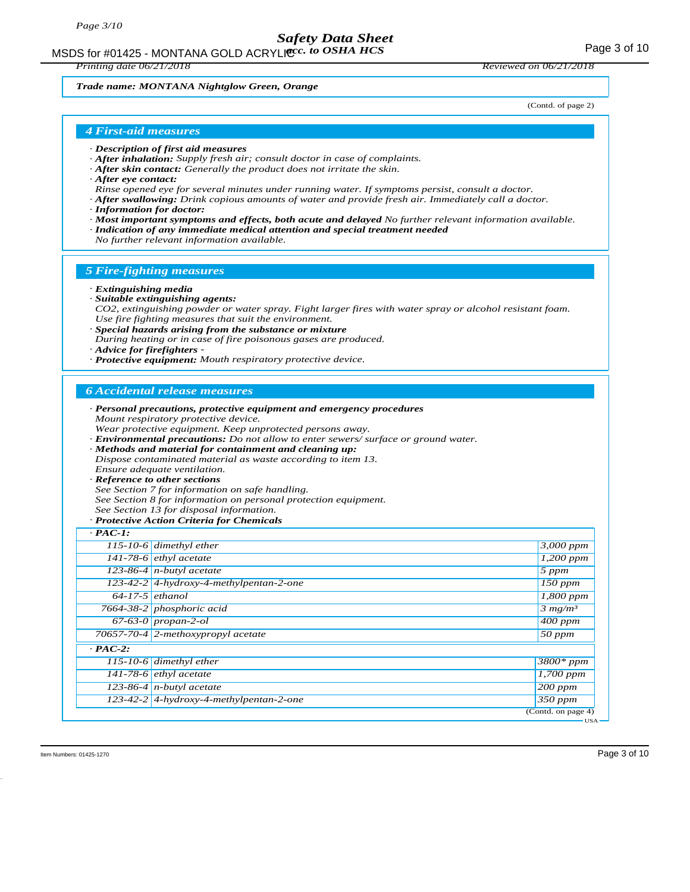Trade name: MONTANA Nightglow Green, Orange

(Contd. of page 2)

## 4 First-aid measures

· **Description of first aid measures**
· **After inhalation:** Supply fresh air; consult doctor in case of complaints.
· **After skin contact:** Generally the product does not irritate the skin.
· **After eye contact:**
Rinse opened eye for several minutes under running water. If symptoms persist, consult a doctor.
· **After swallowing:** Drink copious amounts of water and provide fresh air. Immediately call a doctor.
· **Information for doctor:**
· **Most important symptoms and effects, both acute and delayed** No further relevant information available.
· **Indication of any immediate medical attention and special treatment needed**
No further relevant information available.

## 5 Fire-fighting measures

· **Extinguishing media**
· **Suitable extinguishing agents:**
$CO_2$, extinguishing powder or water spray. Fight larger fires with water spray or alcohol resistant foam.
Use fire fighting measures that suit the environment.
· **Special hazards arising from the substance or mixture**
During heating or in case of fire poisonous gases are produced.
· **Advice for firefighters** -
· **Protective equipment:** Mouth respiratory protective device.

## 6 Accidental release measures

· **Personal precautions, protective equipment and emergency procedures**
Mount respiratory protective device.
Wear protective equipment. Keep unprotected persons away.
· **Environmental precautions:** Do not allow to enter sewers/ surface or ground water.
· **Methods and material for containment and cleaning up:**
Dispose contaminated material as waste according to item 13.
Ensure adequate ventilation.
· **Reference to other sections**
See Section 7 for information on safe handling.
See Section 8 for information on personal protection equipment.
See Section 13 for disposal information.
· **Protective Action Criteria for Chemicals**

| · PAC-1: | | |
|---|---|---|
| 115-10-6 | dimethyl ether | 3,000 ppm |
| 141-78-6 | ethyl acetate | 1,200 ppm |
| 123-86-4 | n-butyl acetate | 5 ppm |
| 123-42-2 | 4-hydroxy-4-methylpentan-2-one | 150 ppm |
| 64-17-5 | ethanol | 1,800 ppm |
| 7664-38-2 | phosphoric acid | 3 mg/m³ |
| 67-63-0 | propan-2-ol | 400 ppm |
| 70657-70-4 | 2-methoxypropyl acetate | 50 ppm |
| · **PAC-2:** | | |
| 115-10-6 | dimethyl ether | 3800* ppm |
| 141-78-6 | ethyl acetate | 1,700 ppm |
| 123-86-4 | n-butyl acetate | 200 ppm |
| 123-42-2 | 4-hydroxy-4-methylpentan-2-one | 350 ppm |

(Contd. on page 4)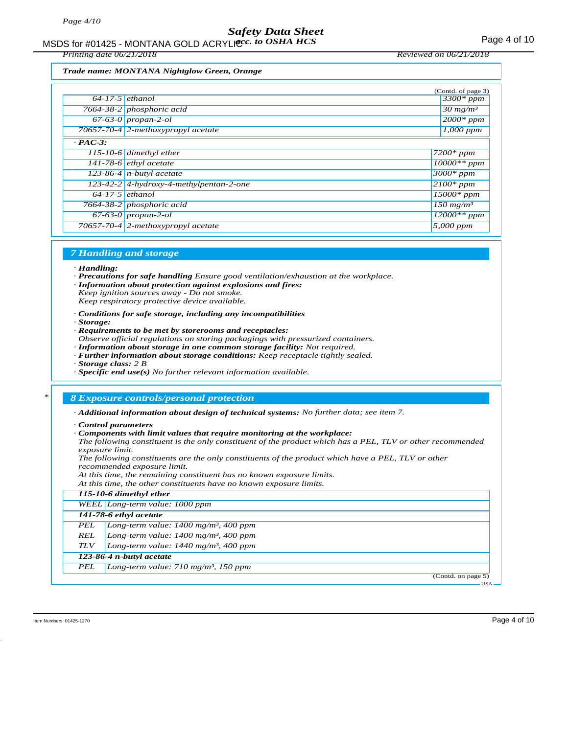**Trade name: MONTANA Nightglow Green, Orange**

(Contd. of page 3)

| | | |
|---|---|---|
| 64-17-5 | ethanol | 3300* ppm |
| 7664-38-2 | phosphoric acid | 30 mg/m³ |
| 67-63-0 | propan-2-ol | 2000* ppm |
| 70657-70-4 | 2-methoxypropyl acetate | 1,000 ppm |

· **PAC-3:**

| | | |
|---|---|---|
| 115-10-6 | dimethyl ether | 7200* ppm |
| 141-78-6 | ethyl acetate | 10000** ppm |
| 123-86-4 | n-butyl acetate | 3000* ppm |
| 123-42-2 | 4-hydroxy-4-methylpentan-2-one | 2100* ppm |
| 64-17-5 | ethanol | 15000* ppm |
| 7664-38-2 | phosphoric acid | 150 mg/m³ |
| 67-63-0 | propan-2-ol | 12000** ppm |
| 70657-70-4 | 2-methoxypropyl acetate | 5,000 ppm |

## 7 Handling and storage

· **Handling:**
· **Precautions for safe handling** Ensure good ventilation/exhaustion at the workplace.
· **Information about protection against explosions and fires:**
Keep ignition sources away - Do not smoke.
Keep respiratory protective device available.

· **Conditions for safe storage, including any incompatibilities**
· **Storage:**
· **Requirements to be met by storerooms and receptacles:**
Observe official regulations on storing packagings with pressurized containers.
· **Information about storage in one common storage facility:** Not required.
· **Further information about storage conditions:** Keep receptacle tightly sealed.
· **Storage class:** 2 B
· **Specific end use(s)** No further relevant information available.

## 8 Exposure controls/personal protection

· **Additional information about design of technical systems:** No further data; see item 7.

· **Control parameters**
· **Components with limit values that require monitoring at the workplace:**
The following constituent is the only constituent of the product which has a PEL, TLV or other recommended exposure limit.
The following constituents are the only constituents of the product which have a PEL, TLV or other recommended exposure limit.
At this time, the remaining constituent has no known exposure limits.
At this time, the other constituents have no known exposure limits.

| | |
|---|---|
| **115-10-6 dimethyl ether** | |
| WEEL | Long-term value: 1000 ppm |
| **141-78-6 ethyl acetate** | |
| PEL | Long-term value: 1400 mg/m³, 400 ppm |
| REL | Long-term value: 1400 mg/m³, 400 ppm |
| TLV | Long-term value: 1440 mg/m³, 400 ppm |
| **123-86-4 n-butyl acetate** | |
| PEL | Long-term value: 710 mg/m³, 150 ppm |

(Contd. on page 5)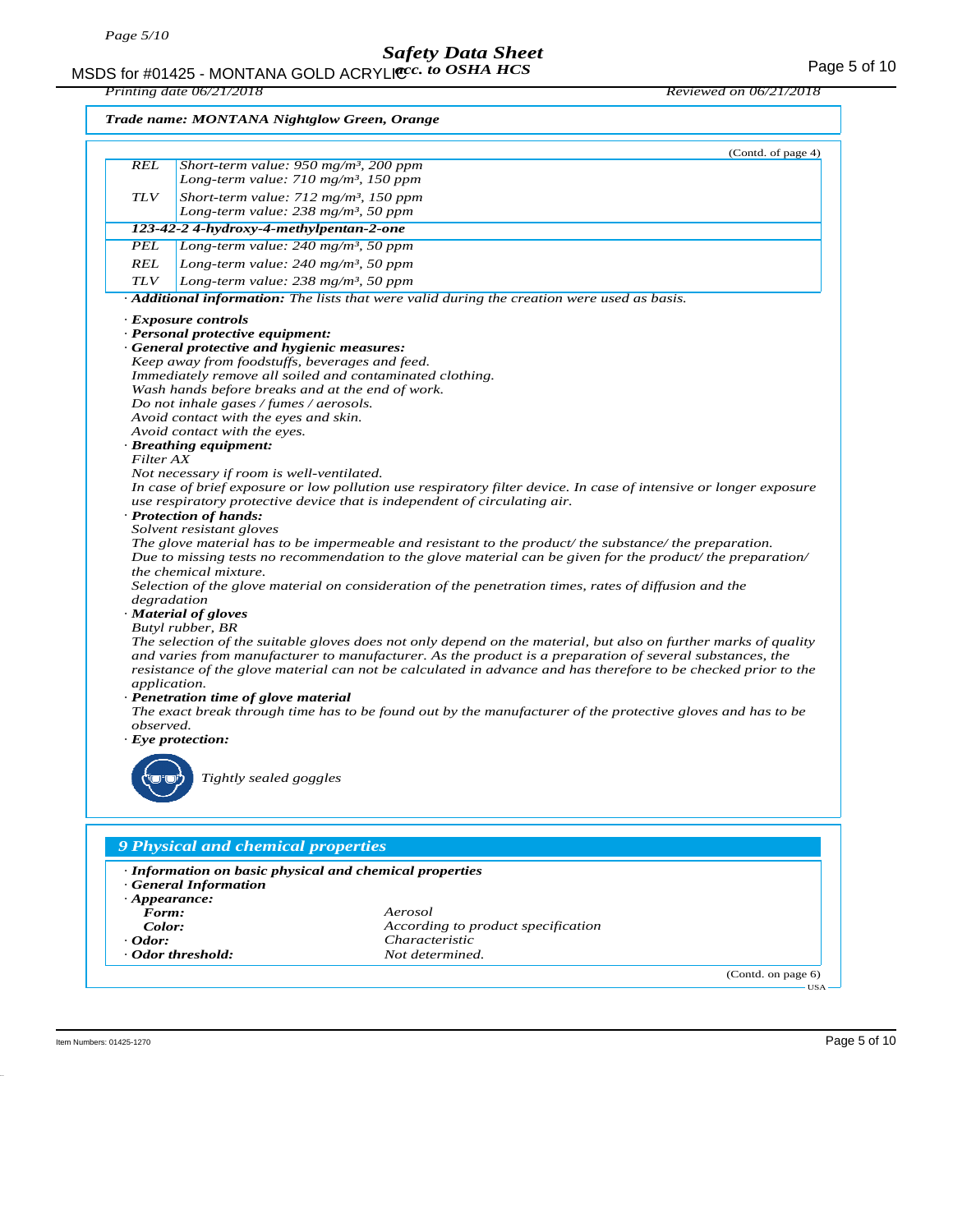**Trade name: MONTANA Nightglow Green, Orange**

(Contd. of page 4)

| | |
|---|---|
| REL | Short-term value: 950 mg/m³, 200 ppm<br>Long-term value: 710 mg/m³, 150 ppm |
| TLV | Short-term value: 712 mg/m³, 150 ppm<br>Long-term value: 238 mg/m³, 50 ppm |
| **123-42-2 4-hydroxy-4-methylpentan-2-one** | |
| PEL | Long-term value: 240 mg/m³, 50 ppm |
| REL | Long-term value: 240 mg/m³, 50 ppm |
| TLV | Long-term value: 238 mg/m³, 50 ppm |

· **Additional information:** The lists that were valid during the creation were used as basis.

· **Exposure controls**
· **Personal protective equipment:**
· **General protective and hygienic measures:**
Keep away from foodstuffs, beverages and feed.
Immediately remove all soiled and contaminated clothing.
Wash hands before breaks and at the end of work.
Do not inhale gases / fumes / aerosols.
Avoid contact with the eyes and skin.
Avoid contact with the eyes.
· **Breathing equipment:**
Filter AX
Not necessary if room is well-ventilated.
In case of brief exposure or low pollution use respiratory filter device. In case of intensive or longer exposure use respiratory protective device that is independent of circulating air.
· **Protection of hands:**
Solvent resistant gloves
The glove material has to be impermeable and resistant to the product/ the substance/ the preparation.
Due to missing tests no recommendation to the glove material can be given for the product/ the preparation/ the chemical mixture.
Selection of the glove material on consideration of the penetration times, rates of diffusion and the degradation
· **Material of gloves**
Butyl rubber, BR
The selection of the suitable gloves does not only depend on the material, but also on further marks of quality and varies from manufacturer to manufacturer. As the product is a preparation of several substances, the resistance of the glove material can not be calculated in advance and has therefore to be checked prior to the application.
· **Penetration time of glove material**
The exact break through time has to be found out by the manufacturer of the protective gloves and has to be observed.
· **Eye protection:**

Tightly sealed goggles

## 9 Physical and chemical properties

· **Information on basic physical and chemical properties**
· **General Information**
· **Appearance:**

| | |
|---|---|
| **Form:** | Aerosol |
| **Color:** | According to product specification |
| · **Odor:** | Characteristic |
| · **Odor threshold:** | Not determined. |

(Contd. on page 6)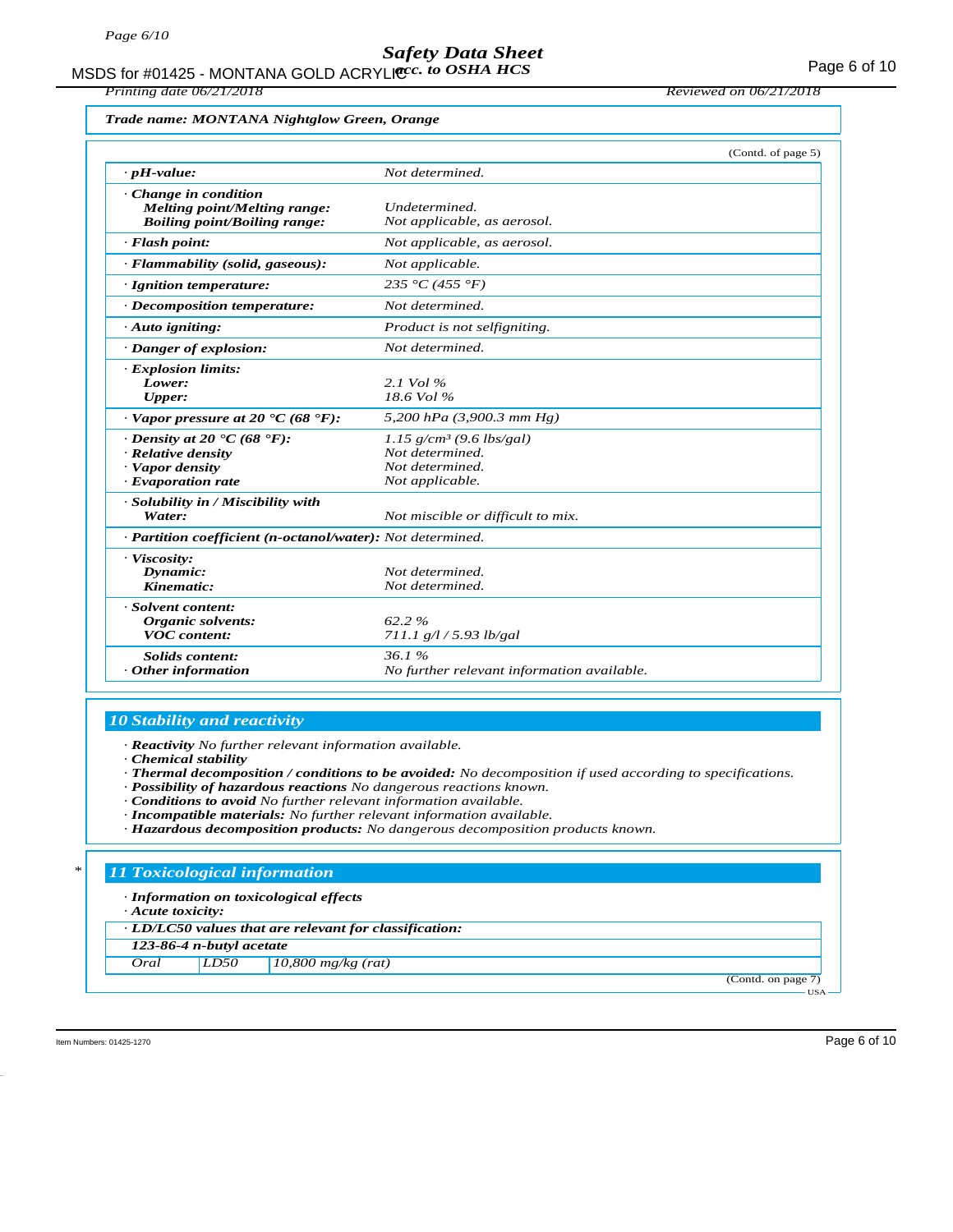**Trade name: MONTANA Nightglow Green, Orange**

(Contd. of page 5)

| | |
|---|---|
| · **pH-value:** | Not determined. |
| · **Change in condition**<br>**Melting point/Melting range:**<br>**Boiling point/Boiling range:** | <br>Undetermined.<br>Not applicable, as aerosol. |
| · **Flash point:** | Not applicable, as aerosol. |
| · **Flammability (solid, gaseous):** | Not applicable. |
| · **Ignition temperature:** | 235 °C (455 °F) |
| · **Decomposition temperature:** | Not determined. |
| · **Auto igniting:** | Product is not selfigniting. |
| · **Danger of explosion:** | Not determined. |
| · **Explosion limits:**<br>**Lower:**<br>**Upper:** | <br>2.1 Vol %<br>18.6 Vol % |
| · **Vapor pressure at 20 °C (68 °F):** | 5,200 hPa (3,900.3 mm Hg) |
| · **Density at 20 °C (68 °F):**<br>· **Relative density**<br>· **Vapor density**<br>· **Evaporation rate** | $1.15 g/cm^3$ (9.6 lbs/gal)<br>Not determined.<br>Not determined.<br>Not applicable. |
| · **Solubility in / Miscibility with**<br>**Water:** | <br>Not miscible or difficult to mix. |
| · **Partition coefficient (n-octanol/water):** | Not determined. |
| · **Viscosity:**<br>**Dynamic:**<br>**Kinematic:** | <br>Not determined.<br>Not determined. |
| · **Solvent content:**<br>**Organic solvents:**<br>**VOC content:** | <br>62.2 %<br>711.1 g/l / 5.93 lb/gal |
| **Solids content:**<br>· **Other information** | 36.1 %<br>No further relevant information available. |

## 10 Stability and reactivity

- · **Reactivity** No further relevant information available.
- · **Chemical stability**
- · **Thermal decomposition / conditions to be avoided:** No decomposition if used according to specifications.
- · **Possibility of hazardous reactions** No dangerous reactions known.
- · **Conditions to avoid** No further relevant information available.
- · **Incompatible materials:** No further relevant information available.
- · **Hazardous decomposition products:** No dangerous decomposition products known.

## 11 Toxicological information

- · **Information on toxicological effects**
- · **Acute toxicity:**

| · **LD/LC50 values that are relevant for classification:** | | |
|---|---|---|
| **123-86-4 n-butyl acetate** | | |
| Oral | LD50 | 10,800 mg/kg (rat) |

(Contd. on page 7)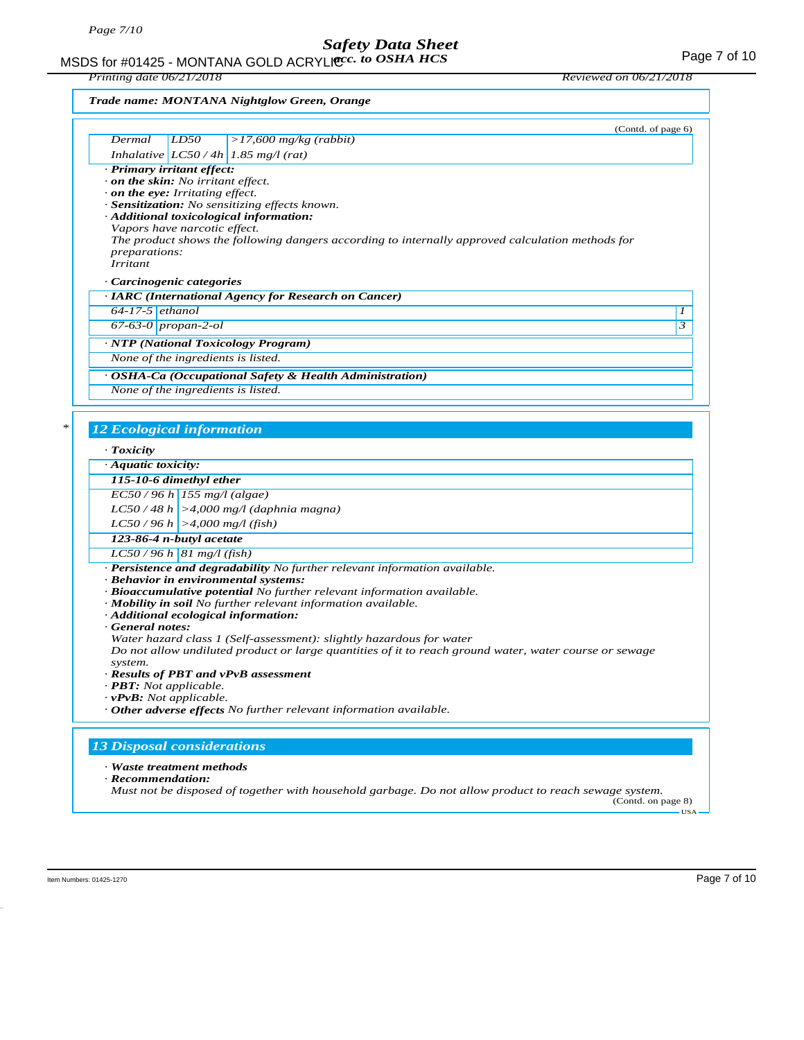**Trade name: MONTANA Nightglow Green, Orange**

(Contd. of page 6)

| | | |
|---|---|---|
| Dermal | LD50 | >17,600 mg/kg (rabbit) |
| Inhalative | LC50 / 4h | 1.85 mg/l (rat) |

· **Primary irritant effect:**
· **on the skin:** No irritant effect.
· **on the eye:** Irritating effect.
· **Sensitization:** No sensitizing effects known.
· **Additional toxicological information:**
Vapors have narcotic effect.
The product shows the following dangers according to internally approved calculation methods for preparations:
Irritant

· **Carcinogenic categories**

| · **IARC (International Agency for Research on Cancer)** | | |
|---|---|---|
| 64-17-5 | ethanol | 1 |
| 67-63-0 | propan-2-ol | 3 |

· **NTP (National Toxicology Program)**

None of the ingredients is listed.

· **OSHA-Ca (Occupational Safety & Health Administration)**

None of the ingredients is listed.

## 12 Ecological information

· **Toxicity**

| · **Aquatic toxicity:** | |
|---|---|
| **115-10-6 dimethyl ether** | |
| EC50 / 96 h | 155 mg/l (algae) |
| LC50 / 48 h | >4,000 mg/l (daphnia magna) |
| LC50 / 96 h | >4,000 mg/l (fish) |
| **123-86-4 n-butyl acetate** | |
| LC50 / 96 h | 81 mg/l (fish) |

· **Persistence and degradability** No further relevant information available.
· **Behavior in environmental systems:**
· **Bioaccumulative potential** No further relevant information available.
· **Mobility in soil** No further relevant information available.
· **Additional ecological information:**
· **General notes:**
Water hazard class 1 (Self-assessment): slightly hazardous for water
Do not allow undiluted product or large quantities of it to reach ground water, water course or sewage system.
· **Results of PBT and vPvB assessment**
· **PBT:** Not applicable.
· **vPvB:** Not applicable.
· **Other adverse effects** No further relevant information available.

## 13 Disposal considerations

· **Waste treatment methods**
· **Recommendation:**
Must not be disposed of together with household garbage. Do not allow product to reach sewage system.

(Contd. on page 8)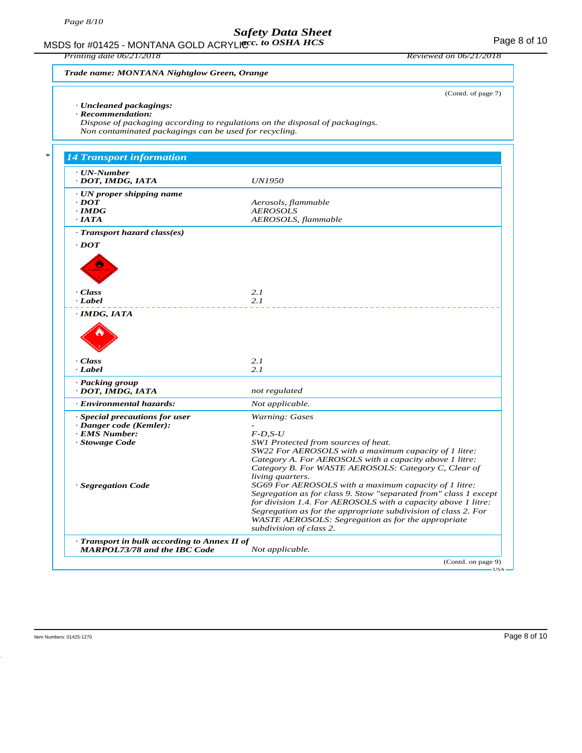**Trade name: MONTANA Nightglow Green, Orange**

(Contd. of page 7)

· **Uncleaned packagings:**
· **Recommendation:**
*Dispose of packaging according to regulations on the disposal of packagings.*
*Non contaminated packagings can be used for recycling.*

## 14 Transport information

| | |
|---|---|
| · **UN-Number** | |
| · **DOT, IMDG, IATA** | *UN1950* |
| · **UN proper shipping name** | |
| · **DOT** | *Aerosols, flammable* |
| · **IMDG** | *AEROSOLS* |
| · **IATA** | *AEROSOLS, flammable* |
| · **Transport hazard class(es)** | |
| · **DOT** | |
| · **Class** | *2.1* |
| · **Label** | *2.1* |
| · **IMDG, IATA** | |
| · **Class** | *2.1* |
| · **Label** | *2.1* |
| · **Packing group** | |
| · **DOT, IMDG, IATA** | *not regulated* |
| · **Environmental hazards:** | *Not applicable.* |
| · **Special precautions for user** | *Warning: Gases* |
| · **Danger code (Kemler):** | *-* |
| · **EMS Number:** | *F-D,S-U* |
| · **Stowage Code** | *SW1 Protected from sources of heat. SW22 For AEROSOLS with a maximum capacity of 1 litre: Category A. For AEROSOLS with a capacity above 1 litre: Category B. For WASTE AEROSOLS: Category C, Clear of living quarters.* |
| · **Segregation Code** | *SG69 For AEROSOLS with a maximum capacity of 1 litre: Segregation as for class 9. Stow "separated from" class 1 except for division 1.4. For AEROSOLS with a capacity above 1 litre: Segregation as for the appropriate subdivision of class 2. For WASTE AEROSOLS: Segregation as for the appropriate subdivision of class 2.* |
| · **Transport in bulk according to Annex II of MARPOL73/78 and the IBC Code** | *Not applicable.* |

(Contd. on page 9)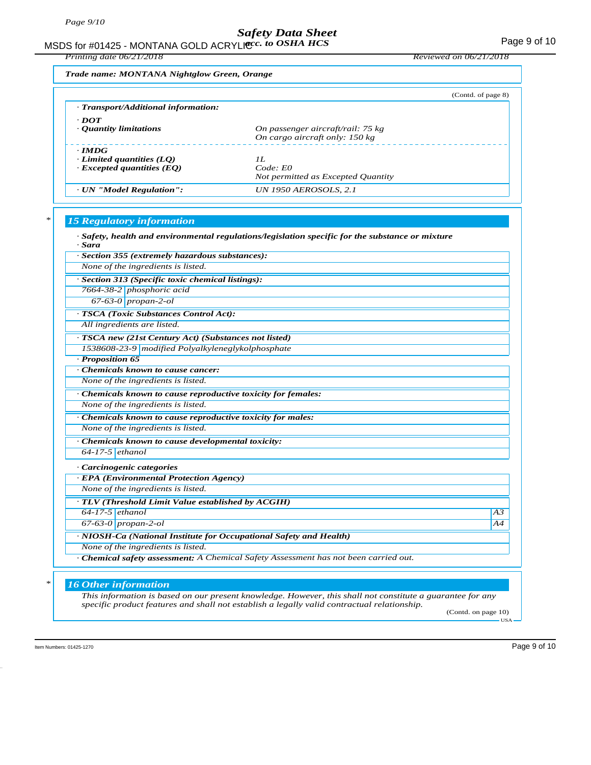Trade name: MONTANA Nightglow Green, Orange

(Contd. of page 8)

· **Transport/Additional information:**

· **DOT**
· **Quantity limitations** — On passenger aircraft/rail: 75 kg
On cargo aircraft only: 150 kg

· **IMDG**
· **Limited quantities (LQ)** — 1L
· **Excepted quantities (EQ)** — Code: E0
Not permitted as Excepted Quantity

· **UN "Model Regulation":** — UN 1950 AEROSOLS, 2.1

## 15 Regulatory information

· **Safety, health and environmental regulations/legislation specific for the substance or mixture**
· **Sara**

· **Section 355 (extremely hazardous substances):**
None of the ingredients is listed.

· **Section 313 (Specific toxic chemical listings):**

| | |
|---|---|
| 7664-38-2 | phosphoric acid |
| 67-63-0 | propan-2-ol |

· **TSCA (Toxic Substances Control Act):**
All ingredients are listed.

· **TSCA new (21st Century Act) (Substances not listed)**

| | |
|---|---|
| 1538608-23-9 | modified Polyalkyleneglykolphosphate |

· **Proposition 65**

· **Chemicals known to cause cancer:**
None of the ingredients is listed.

· **Chemicals known to cause reproductive toxicity for females:**
None of the ingredients is listed.

· **Chemicals known to cause reproductive toxicity for males:**
None of the ingredients is listed.

· **Chemicals known to cause developmental toxicity:**

| | |
|---|---|
| 64-17-5 | ethanol |

· **Carcinogenic categories**

· **EPA (Environmental Protection Agency)**
None of the ingredients is listed.

· **TLV (Threshold Limit Value established by ACGIH)**

| | | |
|---|---|---|
| 64-17-5 | ethanol | A3 |
| 67-63-0 | propan-2-ol | A4 |

· **NIOSH-Ca (National Institute for Occupational Safety and Health)**
None of the ingredients is listed.

· **Chemical safety assessment:** A Chemical Safety Assessment has not been carried out.

## 16 Other information

This information is based on our present knowledge. However, this shall not constitute a guarantee for any specific product features and shall not establish a legally valid contractual relationship.

(Contd. on page 10)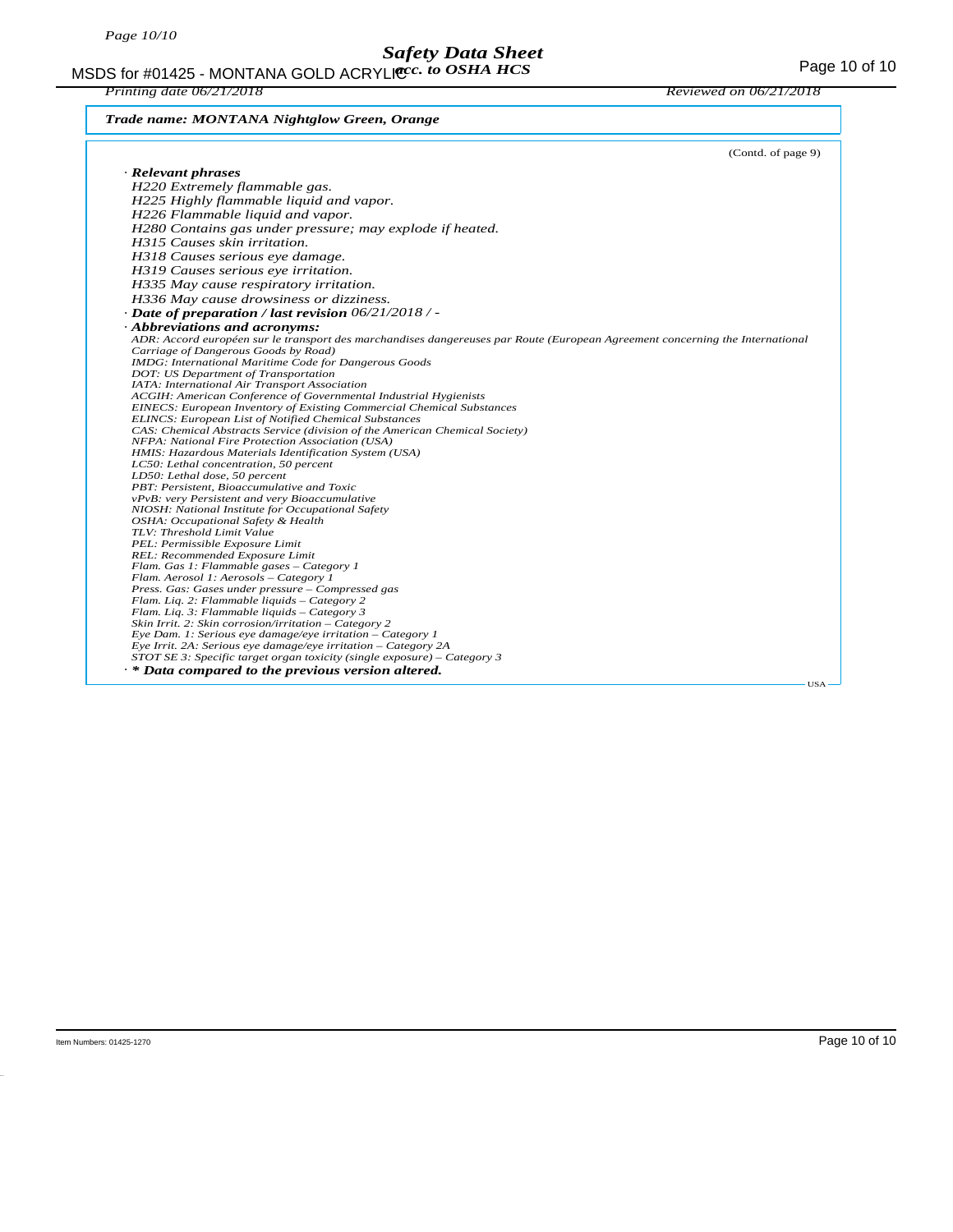**Trade name: MONTANA Nightglow Green, Orange**

(Contd. of page 9)

· **Relevant phrases**

H220 Extremely flammable gas.
H225 Highly flammable liquid and vapor.
H226 Flammable liquid and vapor.
H280 Contains gas under pressure; may explode if heated.
H315 Causes skin irritation.
H318 Causes serious eye damage.
H319 Causes serious eye irritation.
H335 May cause respiratory irritation.
H336 May cause drowsiness or dizziness.

· **Date of preparation / last revision** 06/21/2018 / -

· **Abbreviations and acronyms:**

ADR: Accord européen sur le transport des marchandises dangereuses par Route (European Agreement concerning the International Carriage of Dangerous Goods by Road)
IMDG: International Maritime Code for Dangerous Goods
DOT: US Department of Transportation
IATA: International Air Transport Association
ACGIH: American Conference of Governmental Industrial Hygienists
EINECS: European Inventory of Existing Commercial Chemical Substances
ELINCS: European List of Notified Chemical Substances
CAS: Chemical Abstracts Service (division of the American Chemical Society)
NFPA: National Fire Protection Association (USA)
HMIS: Hazardous Materials Identification System (USA)
LC50: Lethal concentration, 50 percent
LD50: Lethal dose, 50 percent
PBT: Persistent, Bioaccumulative and Toxic
vPvB: very Persistent and very Bioaccumulative
NIOSH: National Institute for Occupational Safety
OSHA: Occupational Safety & Health
TLV: Threshold Limit Value
PEL: Permissible Exposure Limit
REL: Recommended Exposure Limit
Flam. Gas 1: Flammable gases – Category 1
Flam. Aerosol 1: Aerosols – Category 1
Press. Gas: Gases under pressure – Compressed gas
Flam. Liq. 2: Flammable liquids – Category 2
Flam. Liq. 3: Flammable liquids – Category 3
Skin Irrit. 2: Skin corrosion/irritation – Category 2
Eye Dam. 1: Serious eye damage/eye irritation – Category 1
Eye Irrit. 2A: Serious eye damage/eye irritation – Category 2A
STOT SE 3: Specific target organ toxicity (single exposure) – Category 3

· **\* Data compared to the previous version altered.**

USA